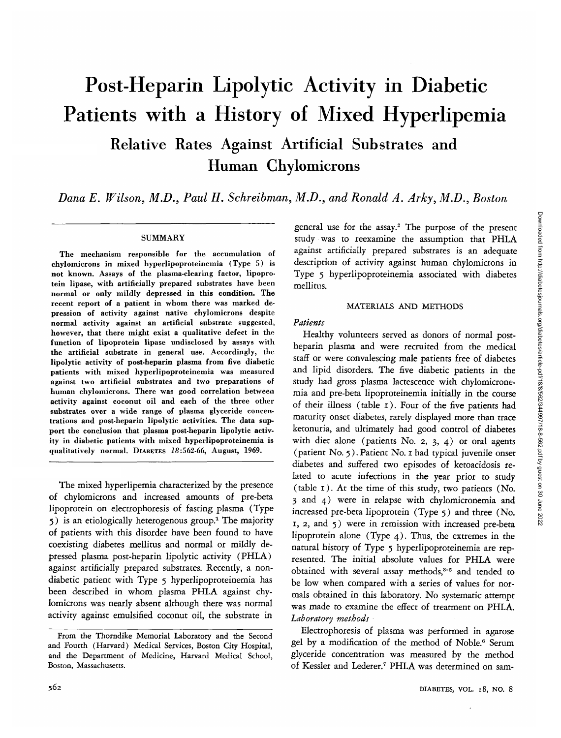# Post-Heparin Lipolytic Activity in Diabetic Patients with a History of Mixed Hyperlipemia

## Relative Rates Against Artificial Substrates and Human Chylomicrons

*Dana E. Wilson, M.D., Paul H. Schreibman, M.D., and Ronald A. Arky, M.D., Boston*

### SUMMARY

**The mechanism responsible for the accumulation of chylomicrons in mixed hyperlipoproteinemia (Type 5) is not known. Assays of the plasma-clearing factor, lipoprotein lipase, with artificially prepared substrates have been normal or only mildly depressed in this condition. The recent report of a patient in whom there was marked depression of activity against native chylomicrons despite normal activity against an artificial substrate suggested, however, that there might exist a qualitative defect in the function of lipoprotein lipase undisclosed by assays with the artificial substrate in general use. Accordingly, the lipolytic activity of post-heparin plasma from five diabetic patients with mixed hyperlipoproteinemia was measured against two artificial substrates and two preparations of human chylomicrons. There was good correlation between activity against coconut oil and each of the three other substrates over a wide range of plasma glyceride concentrations and post-heparin lipolytic activities. The data support the conclusion that plasma post-heparin lipolytic activity in diabetic patients with mixed hyperlipoproteinemia is qualitatively normal.** DIABETES *18*:562-66, August, 1969.

The mixed hyperlipemia characterized by the presence of chylomicrons and increased amounts of pre-beta lipoprotein on electrophoresis of fasting plasma (Type 5) is an etiologically heterogeneous group.[1] The majority of patients with this disorder have been found to have coexisting diabetes mellitus and normal or mildly depressed plasma post-heparin lipolytic activity (PHLA) against artificially prepared substrates. Recently, a nondiabetic patient with Type 5 hyperlipoproteinemia has been described in whom plasma PHLA against chylomicrons was nearly absent although there was normal activity against emulsified coconut oil, the substrate in general use for the assay.[2] The purpose of the present study was to reexamine the assumption that PHLA against artificially prepared substrates is an adequate description of activity against human chylomicrons in Type 5 hyperlipoproteinemia associated with diabetes mellitus.

From the Thorndike Memorial Laboratory and the Second and Fourth (Harvard) Medical Services, Boston City Hospital, and the Department of Medicine, Harvard Medical School, Boston, Massachusetts.

### MATERIALS AND METHODS

*Patients*

Healthy volunteers served as donors of normal post-heparin plasma and were recruited from the medical staff or were convalescing male patients free of diabetes and lipid disorders. The five diabetic patients in the study had gross plasma lactescence with chylomicronemia and pre-beta lipoproteinemia initially in the course of their illness (table 1). Four of the five patients had maturity onset diabetes, rarely displayed more than trace ketonuria, and ultimately had good control of diabetes with diet alone (patients No. 2, 3, 4) or oral agents (patient No. 5). Patient No. 1 had typical juvenile onset diabetes and suffered two episodes of ketoacidosis related to acute infections in the year prior to study (table 1). At the time of this study, two patients (No. 3 and 4) were in relapse with chylomicronemia and increased pre-beta lipoprotein (Type 5) and three (No. 1, 2, and 5) were in remission with increased pre-beta lipoprotein alone (Type 4). Thus, the extremes in the natural history of Type 5 hyperlipoproteinemia are represented. The initial absolute values for PHLA were obtained with several assay methods,[3-5] and tended to be low when compared with a series of values for normals obtained in this laboratory. No systematic attempt was made to examine the effect of treatment on PHLA.

*Laboratory methods*

Electrophoresis of plasma was performed in agarose gel by a modification of the method of Noble.[6] Serum glyceride concentration was measured by the method of Kessler and Lederer.[7] PHLA was determined on sam-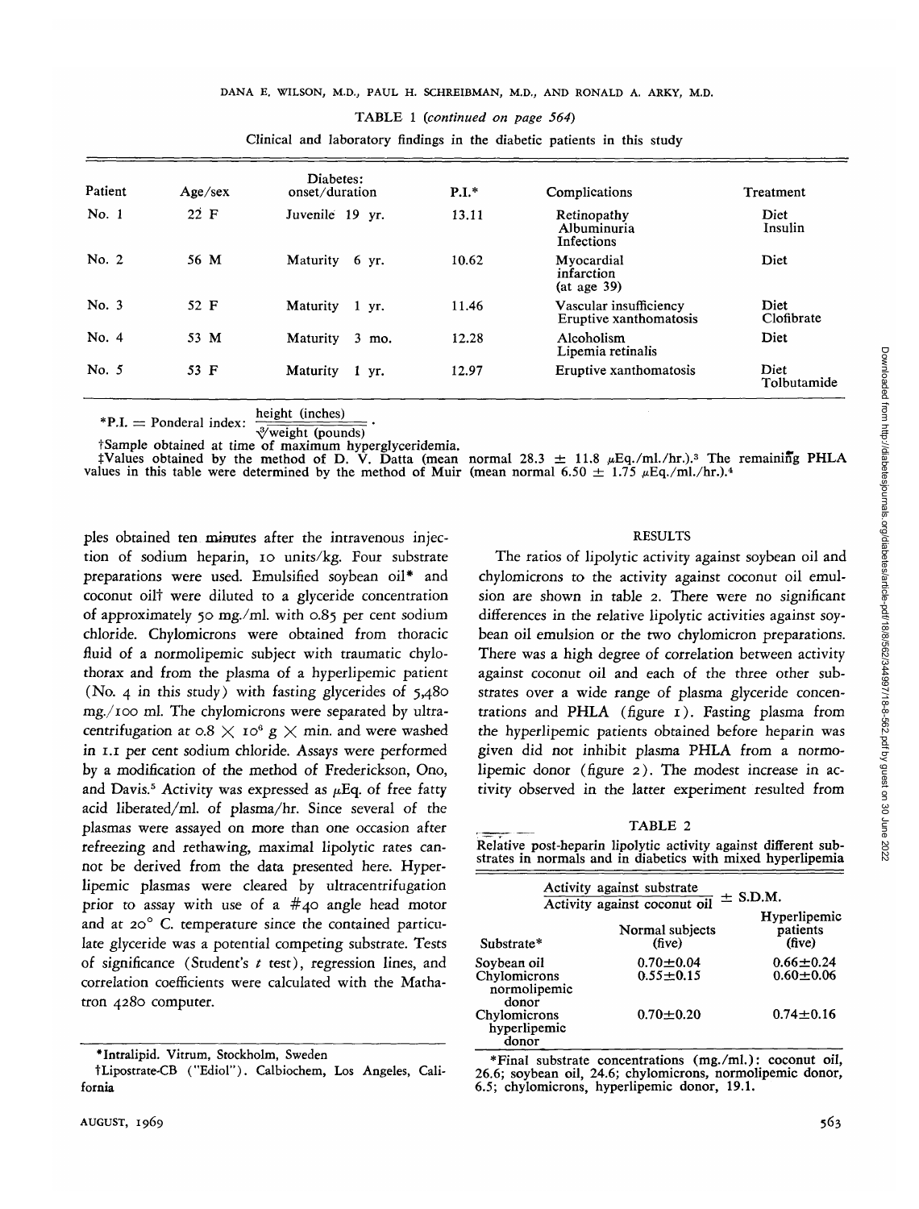TABLE 1 (*continued on page 564*)

Clinical and laboratory findings in the diabetic patients in this study

| Patient | Age/sex | Diabetes: onset/duration | P.I.* | Complications | Treatment |
|---|---|---|---|---|---|
| No. 1 | 22 F | Juvenile 19 yr. | 13.11 | Retinopathy<br>Albuminuria<br>Infections | Diet<br>Insulin |
| No. 2 | 56 M | Maturity 6 yr. | 10.62 | Myocardial infarction (at age 39) | Diet |
| No. 3 | 52 F | Maturity 1 yr. | 11.46 | Vascular insufficiency<br>Eruptive xanthomatosis | Diet<br>Clofibrate |
| No. 4 | 53 M | Maturity 3 mo. | 12.28 | Alcoholism<br>Lipemia retinalis | Diet |
| No. 5 | 53 F | Maturity 1 yr. | 12.97 | Eruptive xanthomatosis | Diet<br>Tolbutamide |

*P.I. = Ponderal index: $\frac{\text{height (inches)}}{\sqrt[3]{\text{weight (pounds)}}}$.

†Sample obtained at time of maximum hyperglyceridemia.

‡Values obtained by the method of D. V. Datta (mean normal 28.3 ± 11.8 μEq./ml./hr.).[3] The remaining PHLA values in this table were determined by the method of Muir (mean normal 6.50 ± 1.75 μEq./ml./hr.).[4]

ples obtained ten minutes after the intravenous injection of sodium heparin, 10 units/kg. Four substrate preparations were used. Emulsified soybean oil* and coconut oil† were diluted to a glyceride concentration of approximately 50 mg./ml. with 0.85 per cent sodium chloride. Chylomicrons were obtained from thoracic fluid of a normolipemic subject with traumatic chylothorax and from the plasma of a hyperlipemic patient (No. 4 in this study) with fasting glycerides of 5,480 mg./100 ml. The chylomicrons were separated by ultracentrifugation at $0.8 \times 10^6$ g × min. and were washed in 1.1 per cent sodium chloride. Assays were performed by a modification of the method of Frederickson, Ono, and Davis.[5] Activity was expressed as μEq. of free fatty acid liberated/ml. of plasma/hr. Since several of the plasmas were assayed on more than one occasion after refreezing and rethawing, maximal lipolytic rates cannot be derived from the data presented here. Hyperlipemic plasmas were cleared by ultracentrifugation prior to assay with use of a #40 angle head motor and at 20° C. temperature since the contained particulate glyceride was a potential competing substrate. Tests of significance (Student's *t* test), regression lines, and correlation coefficients were calculated with the Mathatron 4280 computer.

*Intralipid. Vitrum, Stockholm, Sweden

†Lipostrate-CB ("Ediol"). Calbiochem, Los Angeles, California

## RESULTS

The ratios of lipolytic activity against soybean oil and chylomicrons to the activity against coconut oil emulsion are shown in table 2. There were no significant differences in the relative lipolytic activities against soybean oil emulsion or the two chylomicron preparations. There was a high degree of correlation between activity against coconut oil and each of the three other substrates over a wide range of plasma glyceride concentrations and PHLA (figure 1). Fasting plasma from the hyperlipemic patients obtained before heparin was given did not inhibit plasma PHLA from a normolipemic donor (figure 2). The modest increase in activity observed in the latter experiment resulted from

TABLE 2

Relative post-heparin lipolytic activity against different substrates in normals and in diabetics with mixed hyperlipemia

| | $\frac{\text{Activity against substrate}}{\text{Activity against coconut oil}}$ ± S.D.M. | |
|---|---|---|
| Substrate* | Normal subjects (five) | Hyperlipemic patients (five) |
| Soybean oil | 0.70±0.04 | 0.66±0.24 |
| Chylomicrons normolipemic donor | 0.55±0.15 | 0.60±0.06 |
| Chylomicrons hyperlipemic donor | 0.70±0.20 | 0.74±0.16 |

*Final substrate concentrations (mg./ml.): coconut oil, 26.6; soybean oil, 24.6; chylomicrons, normolipemic donor, 6.5; chylomicrons, hyperlipemic donor, 19.1.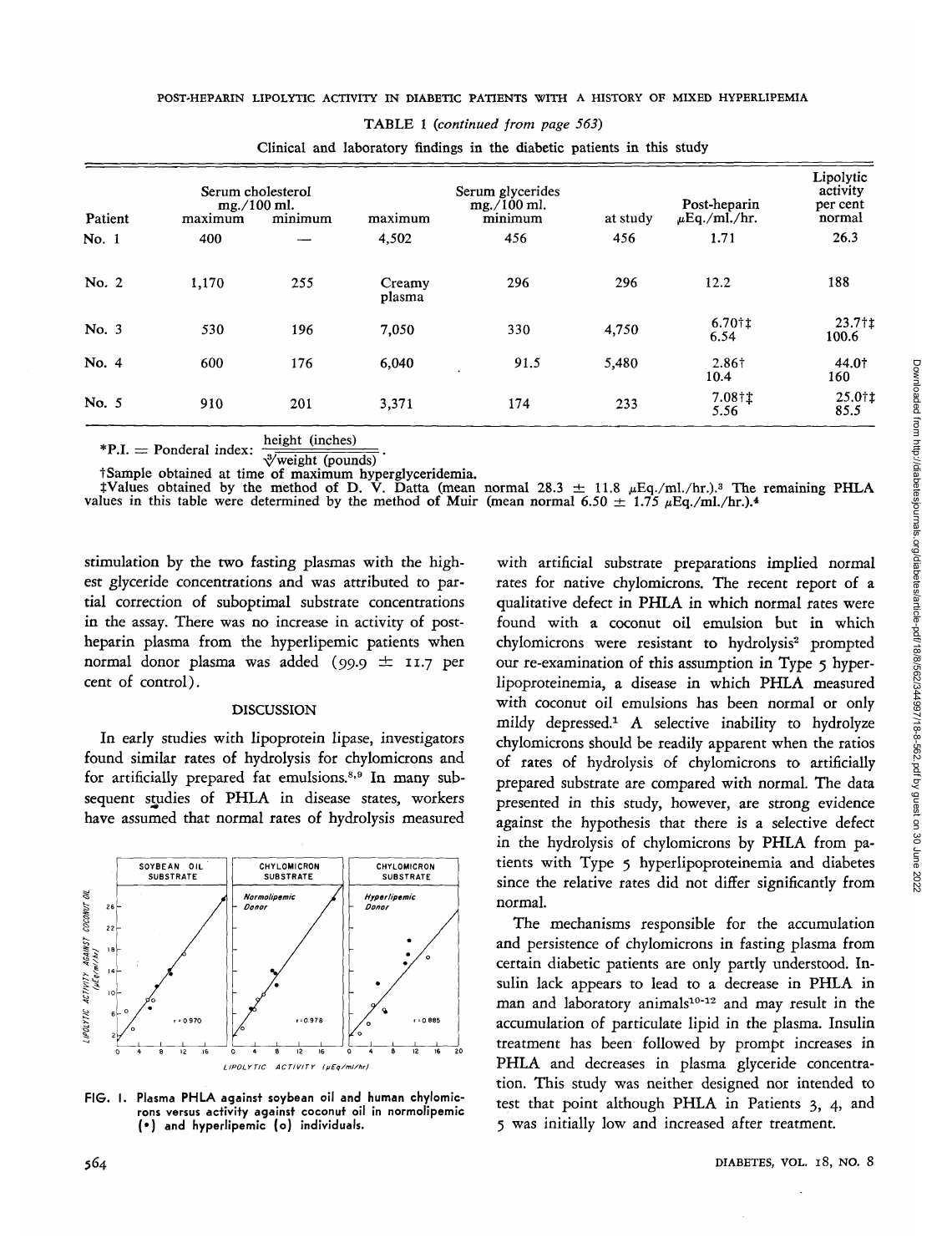TABLE 1 (*continued from page 563*)

Clinical and laboratory findings in the diabetic patients in this study

| Patient | Serum cholesterol mg./100 ml. maximum | Serum cholesterol mg./100 ml. minimum | Serum glycerides mg./100 ml. maximum | Serum glycerides mg./100 ml. minimum | Serum glycerides mg./100 ml. at study | Post-heparin μEq./ml./hr. | Lipolytic activity per cent normal |
|---|---|---|---|---|---|---|---|
| No. 1 | 400 | — | 4,502 | 456 | 456 | 1.71 | 26.3 |
| No. 2 | 1,170 | 255 | Creamy plasma | 296 | 296 | 12.2 | 188 |
| No. 3 | 530 | 196 | 7,050 | 330 | 4,750 | 6.70†‡ 6.54 | 23.7†‡ 100.6 |
| No. 4 | 600 | 176 | 6,040 | 91.5 | 5,480 | 2.86† 10.4 | 44.0† 160 |
| No. 5 | 910 | 201 | 3,371 | 174 | 233 | 7.08†‡ 5.56 | 25.0†‡ 85.5 |

*P.I. = Ponderal index: $\frac{\text{height (inches)}}{\sqrt[3]{\text{weight (pounds)}}}$.

†Sample obtained at time of maximum hyperglyceridemia.

‡Values obtained by the method of D. V. Datta (mean normal 28.3 ± 11.8 μEq./ml./hr.).[3] The remaining PHLA values in this table were determined by the method of Muir (mean normal 6.50 ± 1.75 μEq./ml./hr.).[4]

stimulation by the two fasting plasmas with the highest glyceride concentrations and was attributed to partial correction of suboptimal substrate concentrations in the assay. There was no increase in activity of post-heparin plasma from the hyperlipemic patients when normal donor plasma was added (99.9 ± 11.7 per cent of control).

## DISCUSSION

In early studies with lipoprotein lipase, investigators found similar rates of hydrolysis for chylomicrons and for artificially prepared fat emulsions.[8,9] In many subsequent studies of PHLA in disease states, workers have assumed that normal rates of hydrolysis measured with artificial substrate preparations implied normal rates for native chylomicrons. The recent report of a qualitative defect in PHLA in which normal rates were found with a coconut oil emulsion but in which chylomicrons were resistant to hydrolysis[2] prompted our re-examination of this assumption in Type 5 hyperlipoproteinemia, a disease in which PHLA measured with coconut oil emulsions has been normal or only mildy depressed.[1] A selective inability to hydrolyze chylomicrons should be readily apparent when the ratios of rates of hydrolysis of chylomicrons to artificially prepared substrate are compared with normal. The data presented in this study, however, are strong evidence against the hypothesis that there is a selective defect in the hydrolysis of chylomicrons by PHLA from patients with Type 5 hyperlipoproteinemia and diabetes since the relative rates did not differ significantly from normal.

FIG. 1. Plasma PHLA against soybean oil and human chylomicrons versus activity against coconut oil in normolipemic (•) and hyperlipemic (o) individuals.

The mechanisms responsible for the accumulation and persistence of chylomicrons in fasting plasma from certain diabetic patients are only partly understood. Insulin lack appears to lead to a decrease in PHLA in man and laboratory animals[10-12] and may result in the accumulation of particulate lipid in the plasma. Insulin treatment has been followed by prompt increases in PHLA and decreases in plasma glyceride concentration. This study was neither designed nor intended to test that point although PHLA in Patients 3, 4, and 5 was initially low and increased after treatment.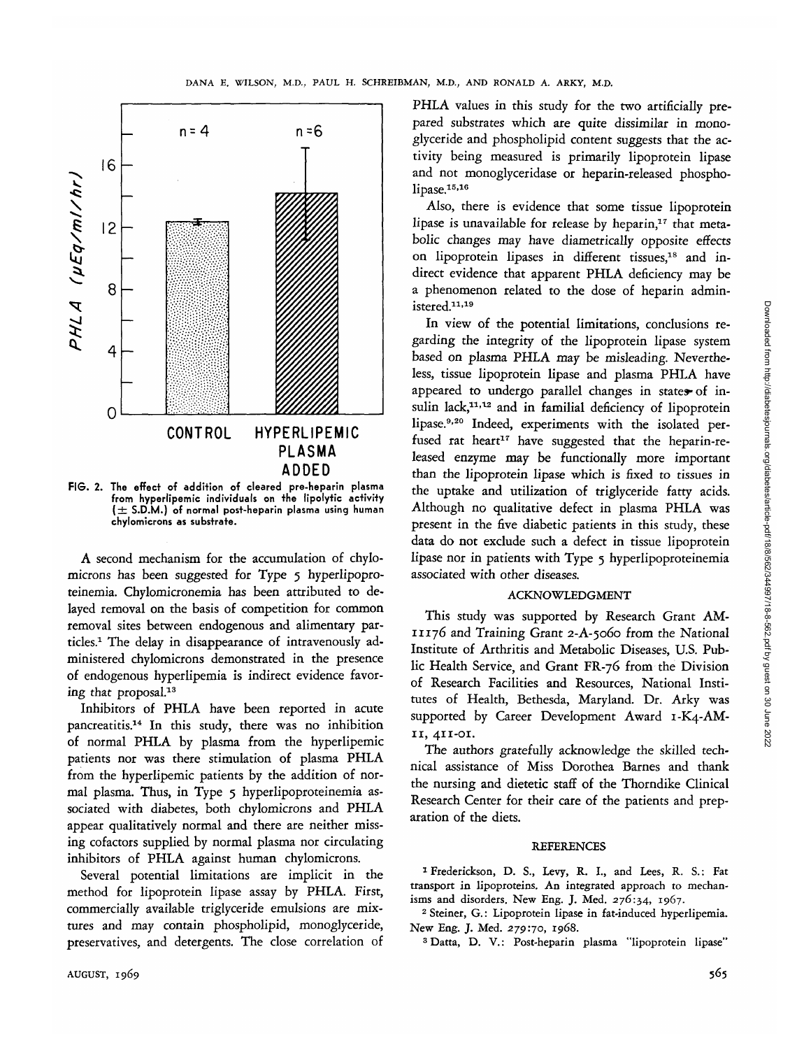FIG. 2. The effect of addition of cleared pre-heparin plasma from hyperlipemic individuals on the lipolytic activity (± S.D.M.) of normal post-heparin plasma using human chylomicrons as substrate.

A second mechanism for the accumulation of chylomicrons has been suggested for Type 5 hyperlipoproteinemia. Chylomicronemia has been attributed to delayed removal on the basis of competition for common removal sites between endogenous and alimentary particles.[1] The delay in disappearance of intravenously administered chylomicrons demonstrated in the presence of endogenous hyperlipemia is indirect evidence favoring that proposal.[13]

Inhibitors of PHLA have been reported in acute pancreatitis.[14] In this study, there was no inhibition of normal PHLA by plasma from the hyperlipemic patients nor was there stimulation of plasma PHLA from the hyperlipemic patients by the addition of normal plasma. Thus, in Type 5 hyperlipoproteinemia associated with diabetes, both chylomicrons and PHLA appear qualitatively normal and there are neither missing cofactors supplied by normal plasma nor circulating inhibitors of PHLA against human chylomicrons.

Several potential limitations are implicit in the method for lipoprotein lipase assay by PHLA. First, commercially available triglyceride emulsions are mixtures and may contain phospholipid, monoglyceride, preservatives, and detergents. The close correlation of PHLA values in this study for the two artificially prepared substrates which are quite dissimilar in monoglyceride and phospholipid content suggests that the activity being measured is primarily lipoprotein lipase and not monoglyceridase or heparin-released phospholipase.[15,16]

Also, there is evidence that some tissue lipoprotein lipase is unavailable for release by heparin,[17] that metabolic changes may have diametrically opposite effects on lipoprotein lipases in different tissues,[18] and indirect evidence that apparent PHLA deficiency may be a phenomenon related to the dose of heparin administered.[11,19]

In view of the potential limitations, conclusions regarding the integrity of the lipoprotein lipase system based on plasma PHLA may be misleading. Nevertheless, tissue lipoprotein lipase and plasma PHLA have appeared to undergo parallel changes in states of insulin lack,[11,12] and in familial deficiency of lipoprotein lipase.[9,20] Indeed, experiments with the isolated perfused rat heart[17] have suggested that the heparin-released enzyme may be functionally more important than the lipoprotein lipase which is fixed to tissues in the uptake and utilization of triglyceride fatty acids. Although no qualitative defect in plasma PHLA was present in the five diabetic patients in this study, these data do not exclude such a defect in tissue lipoprotein lipase nor in patients with Type 5 hyperlipoproteinemia associated with other diseases.

## ACKNOWLEDGMENT

This study was supported by Research Grant AM-11176 and Training Grant 2-A-5060 from the National Institute of Arthritis and Metabolic Diseases, U.S. Public Health Service, and Grant FR-76 from the Division of Research Facilities and Resources, National Institutes of Health, Bethesda, Maryland. Dr. Arky was supported by Career Development Award 1-K4-AM-11, 411-01.

The authors gratefully acknowledge the skilled technical assistance of Miss Dorothea Barnes and thank the nursing and dietetic staff of the Thorndike Clinical Research Center for their care of the patients and preparation of the diets.

## REFERENCES

[1] Frederickson, D. S., Levy, R. I., and Lees, R. S.: Fat transport in lipoproteins. An integrated approach to mechanisms and disorders. New Eng. J. Med. 276:34, 1967.

[2] Steiner, G.: Lipoprotein lipase in fat-induced hyperlipemia. New Eng. J. Med. 279:70, 1968.

[3] Datta, D. V.: Post-heparin plasma "lipoprotein lipase"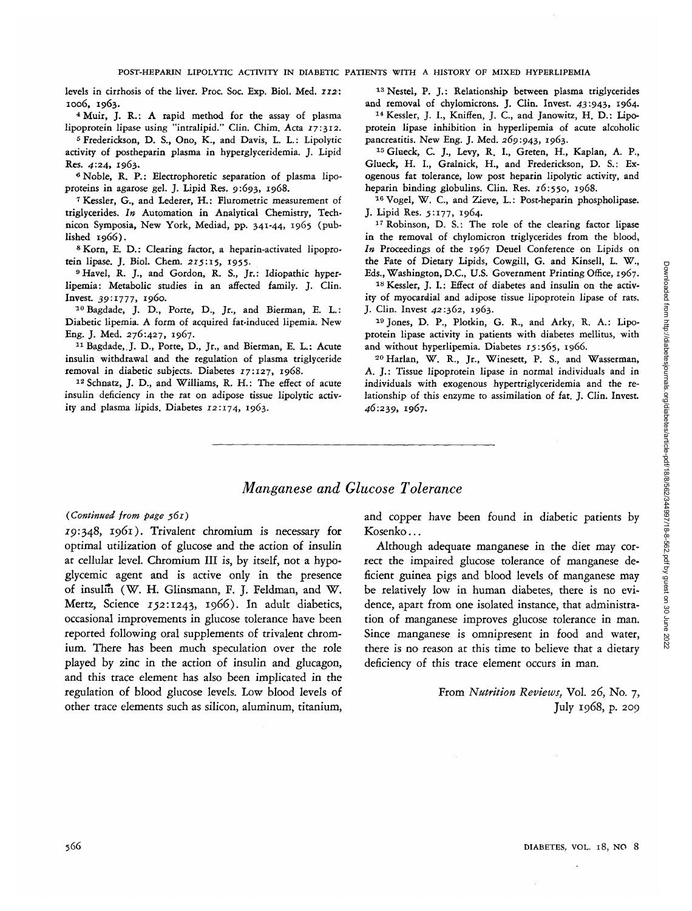levels in cirrhosis of the liver. Proc. Soc. Exp. Biol. Med. *112*: 1006, 1963.

[4] Muir, J. R.: A rapid method for the assay of plasma lipoprotein lipase using "intralipid." Clin. Chim. Acta *17*:312.

[5] Frederickson, D. S., Ono, K., and Davis, L. L.: Lipolytic activity of postheparin plasma in hyperglyceridemia. J. Lipid Res. *4*:24, 1963.

[6] Noble, R. P.: Electrophoretic separation of plasma lipoproteins in agarose gel. J. Lipid Res. *9*:693, 1968.

[7] Kessler, G., and Lederer, H.: Flurometric measurement of triglycerides. *In* Automation in Analytical Chemistry, Technicon Symposia, New York, Mediad, pp. 341-44, 1965 (published 1966).

[8] Korn, E. D.: Clearing factor, a heparin-activated lipoprotein lipase. J. Biol. Chem. *215*:15, 1955.

[9] Havel, R. J., and Gordon, R. S., Jr.: Idiopathic hyperlipemia: Metabolic studies in an affected family. J. Clin. Invest. *39*:1777, 1960.

[10] Bagdade, J. D., Porte, D., Jr., and Bierman, E. L.: Diabetic lipemia. A form of acquired fat-induced lipemia. New Eng. J. Med. *276*:427, 1967.

[11] Bagdade, J. D., Porte, D., Jr., and Bierman, E. L.: Acute insulin withdrawal and the regulation of plasma triglyceride removal in diabetic subjects. Diabetes *17*:127, 1968.

[12] Schnatz, J. D., and Williams, R. H.: The effect of acute insulin deficiency in the rat on adipose tissue lipolytic activity and plasma lipids. Diabetes *12*:174, 1963.

[13] Nestel, P. J.: Relationship between plasma triglycerides and removal of chylomicrons. J. Clin. Invest. *43*:943, 1964.

[14] Kessler, J. I., Kniffen, J. C., and Janowitz, H. D.: Lipoprotein lipase inhibition in hyperlipemia of acute alcoholic pancreatitis. New Eng. J. Med. *269*:943, 1963.

[15] Glueck, C. J., Levy, R. I., Greten, H., Kaplan, A. P., Glueck, H. I., Gralnick, H., and Fredrickson, D. S.: Exogenous fat tolerance, low post heparin lipolytic activity, and heparin binding globulins. Clin. Res. *16*:550, 1968.

[16] Vogel, W. C., and Zieve, L.: Post-heparin phospholipase. J. Lipid Res. *5*:177, 1964.

[17] Robinson, D. S.: The role of the clearing factor lipase in the removal of chylomicron triglycerides from the blood, *In* Proceedings of the 1967 Deuel Conference on Lipids on the Fate of Dietary Lipids, Cowgill, G. and Kinsell, L. W., Eds., Washington, D.C., U.S. Government Printing Office, 1967.

[18] Kessler, J. I.: Effect of diabetes and insulin on the activity of myocardial and adipose tissue lipoprotein lipase of rats. J. Clin. Invest *42*:362, 1963.

[19] Jones, D. P., Plotkin, G. R., and Arky, R. A.: Lipoprotein lipase activity in patients with diabetes mellitus, with and without hyperlipemia. Diabetes *15*:565, 1966.

[20] Harlan, W. R., Jr., Winesett, P. S., and Wasserman, A. J.: Tissue lipoprotein lipase in normal individuals and in individuals with exogenous hypertriglyceridemia and the relationship of this enzyme to assimilation of fat. J. Clin. Invest. *46*:239, 1967.

## *Manganese and Glucose Tolerance*

*(Continued from page 561)*

*19*:348, 1961). Trivalent chromium is necessary for optimal utilization of glucose and the action of insulin at cellular level. Chromium III is, by itself, not a hypoglycemic agent and is active only in the presence of insulin (W. H. Glinsmann, F. J. Feldman, and W. Mertz, Science *152*:1243, 1966). In adult diabetics, occasional improvements in glucose tolerance have been reported following oral supplements of trivalent chromium. There has been much speculation over the role played by zinc in the action of insulin and glucagon, and this trace element has also been implicated in the regulation of blood glucose levels. Low blood levels of other trace elements such as silicon, aluminum, titanium, and copper have been found in diabetic patients by Kosenko...

Although adequate manganese in the diet may correct the impaired glucose tolerance of manganese deficient guinea pigs and blood levels of manganese may be relatively low in human diabetes, there is no evidence, apart from one isolated instance, that administration of manganese improves glucose tolerance in man. Since manganese is omnipresent in food and water, there is no reason at this time to believe that a dietary deficiency of this trace element occurs in man.

From *Nutrition Reviews*, Vol. 26, No. 7, July 1968, p. 209